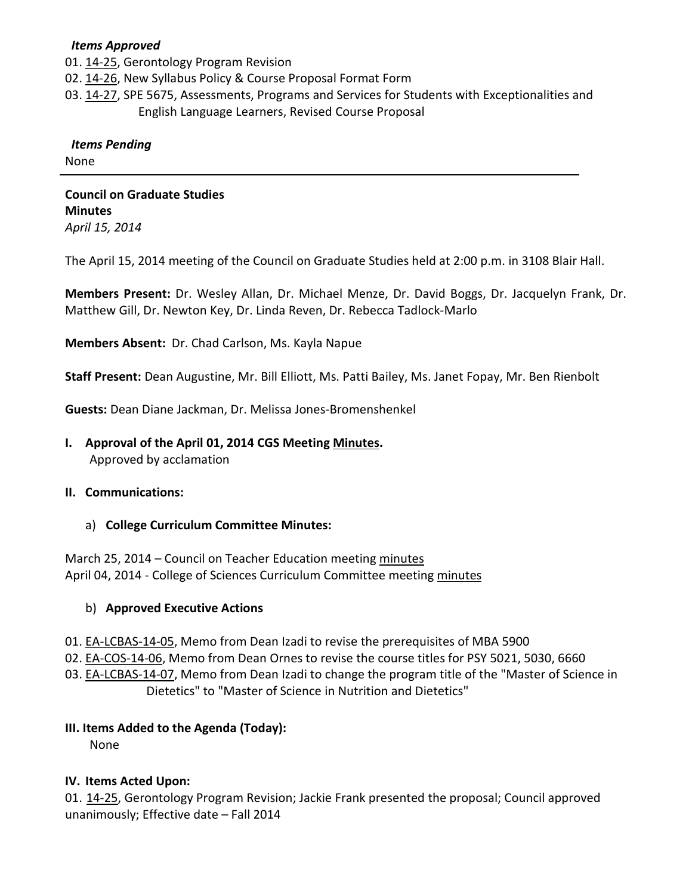***Items Approved***

01. 14-25, Gerontology Program Revision
02. 14-26, New Syllabus Policy & Course Proposal Format Form
03. 14-27, SPE 5675, Assessments, Programs and Services for Students with Exceptionalities and English Language Learners, Revised Course Proposal

***Items Pending***

None

---

**Council on Graduate Studies**
**Minutes**
*April 15, 2014*

The April 15, 2014 meeting of the Council on Graduate Studies held at 2:00 p.m. in 3108 Blair Hall.

**Members Present:** Dr. Wesley Allan, Dr. Michael Menze, Dr. David Boggs, Dr. Jacquelyn Frank, Dr. Matthew Gill, Dr. Newton Key, Dr. Linda Reven, Dr. Rebecca Tadlock-Marlo

**Members Absent:** Dr. Chad Carlson, Ms. Kayla Napue

**Staff Present:** Dean Augustine, Mr. Bill Elliott, Ms. Patti Bailey, Ms. Janet Fopay, Mr. Ben Rienbolt

**Guests:** Dean Diane Jackman, Dr. Melissa Jones-Bromenshenkel

**I. Approval of the April 01, 2014 CGS Meeting Minutes.**

Approved by acclamation

**II. Communications:**

a) **College Curriculum Committee Minutes:**

March 25, 2014 – Council on Teacher Education meeting minutes
April 04, 2014 - College of Sciences Curriculum Committee meeting minutes

b) **Approved Executive Actions**

01. EA-LCBAS-14-05, Memo from Dean Izadi to revise the prerequisites of MBA 5900
02. EA-COS-14-06, Memo from Dean Ornes to revise the course titles for PSY 5021, 5030, 6660
03. EA-LCBAS-14-07, Memo from Dean Izadi to change the program title of the "Master of Science in Dietetics" to "Master of Science in Nutrition and Dietetics"

**III. Items Added to the Agenda (Today):**

None

**IV. Items Acted Upon:**

01. 14-25, Gerontology Program Revision; Jackie Frank presented the proposal; Council approved unanimously; Effective date – Fall 2014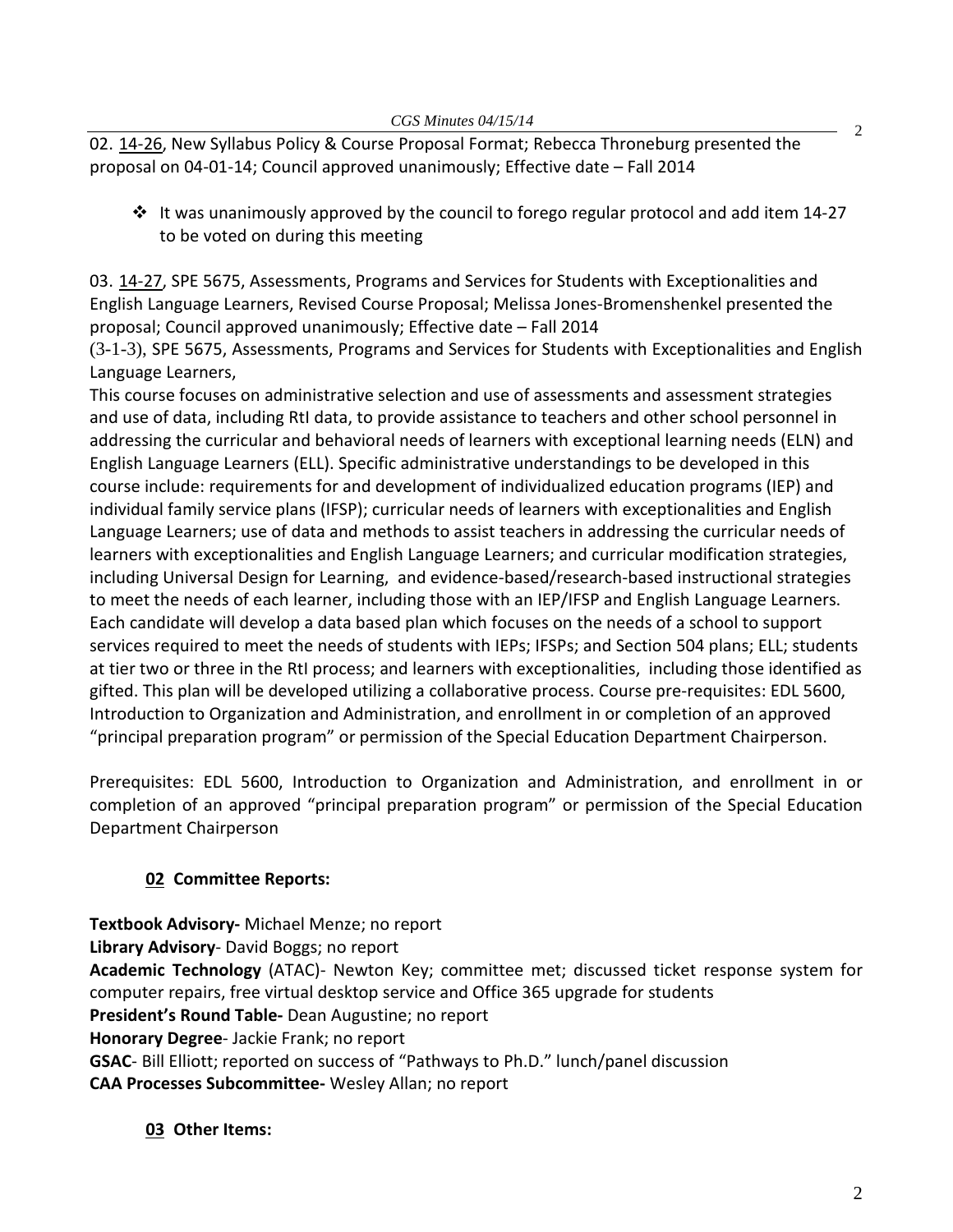02. 14-26, New Syllabus Policy & Course Proposal Format; Rebecca Throneburg presented the proposal on 04-01-14; Council approved unanimously; Effective date – Fall 2014

- ❖ It was unanimously approved by the council to forego regular protocol and add item 14-27 to be voted on during this meeting

03. 14-27, SPE 5675, Assessments, Programs and Services for Students with Exceptionalities and English Language Learners, Revised Course Proposal; Melissa Jones-Bromenshenkel presented the proposal; Council approved unanimously; Effective date – Fall 2014

(3-1-3), SPE 5675, Assessments, Programs and Services for Students with Exceptionalities and English Language Learners,

This course focuses on administrative selection and use of assessments and assessment strategies and use of data, including RtI data, to provide assistance to teachers and other school personnel in addressing the curricular and behavioral needs of learners with exceptional learning needs (ELN) and English Language Learners (ELL). Specific administrative understandings to be developed in this course include: requirements for and development of individualized education programs (IEP) and individual family service plans (IFSP); curricular needs of learners with exceptionalities and English Language Learners; use of data and methods to assist teachers in addressing the curricular needs of learners with exceptionalities and English Language Learners; and curricular modification strategies, including Universal Design for Learning, and evidence-based/research-based instructional strategies to meet the needs of each learner, including those with an IEP/IFSP and English Language Learners. Each candidate will develop a data based plan which focuses on the needs of a school to support services required to meet the needs of students with IEPs; IFSPs; and Section 504 plans; ELL; students at tier two or three in the RtI process; and learners with exceptionalities, including those identified as gifted. This plan will be developed utilizing a collaborative process. Course pre-requisites: EDL 5600, Introduction to Organization and Administration, and enrollment in or completion of an approved "principal preparation program" or permission of the Special Education Department Chairperson.

Prerequisites: EDL 5600, Introduction to Organization and Administration, and enrollment in or completion of an approved "principal preparation program" or permission of the Special Education Department Chairperson

## 02 Committee Reports:

**Textbook Advisory-** Michael Menze; no report

**Library Advisory**- David Boggs; no report

**Academic Technology** (ATAC)- Newton Key; committee met; discussed ticket response system for computer repairs, free virtual desktop service and Office 365 upgrade for students

**President's Round Table-** Dean Augustine; no report

**Honorary Degree**- Jackie Frank; no report

**GSAC**- Bill Elliott; reported on success of "Pathways to Ph.D." lunch/panel discussion

**CAA Processes Subcommittee-** Wesley Allan; no report

## 03 Other Items: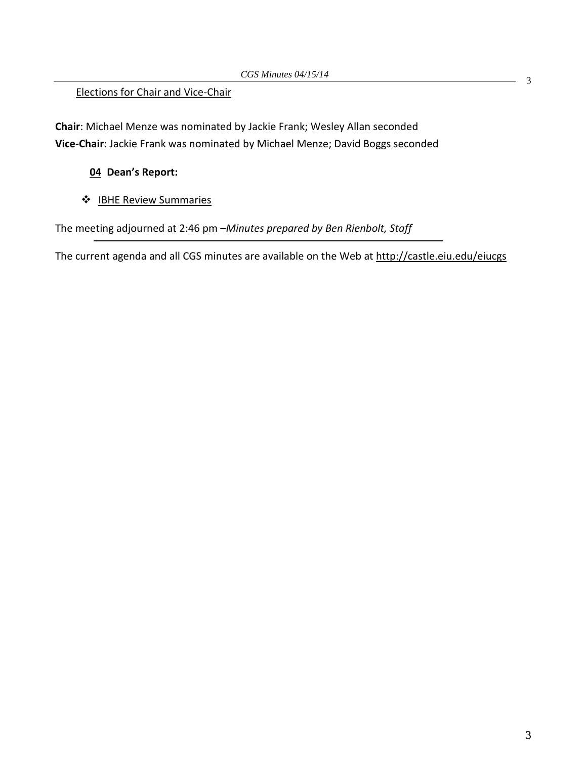Elections for Chair and Vice-Chair

**Chair**: Michael Menze was nominated by Jackie Frank; Wesley Allan seconded
**Vice-Chair**: Jackie Frank was nominated by Michael Menze; David Boggs seconded

**04 Dean's Report:**

- IBHE Review Summaries

The meeting adjourned at 2:46 pm –*Minutes prepared by Ben Rienbolt, Staff*

The current agenda and all CGS minutes are available on the Web at http://castle.eiu.edu/eiucgs